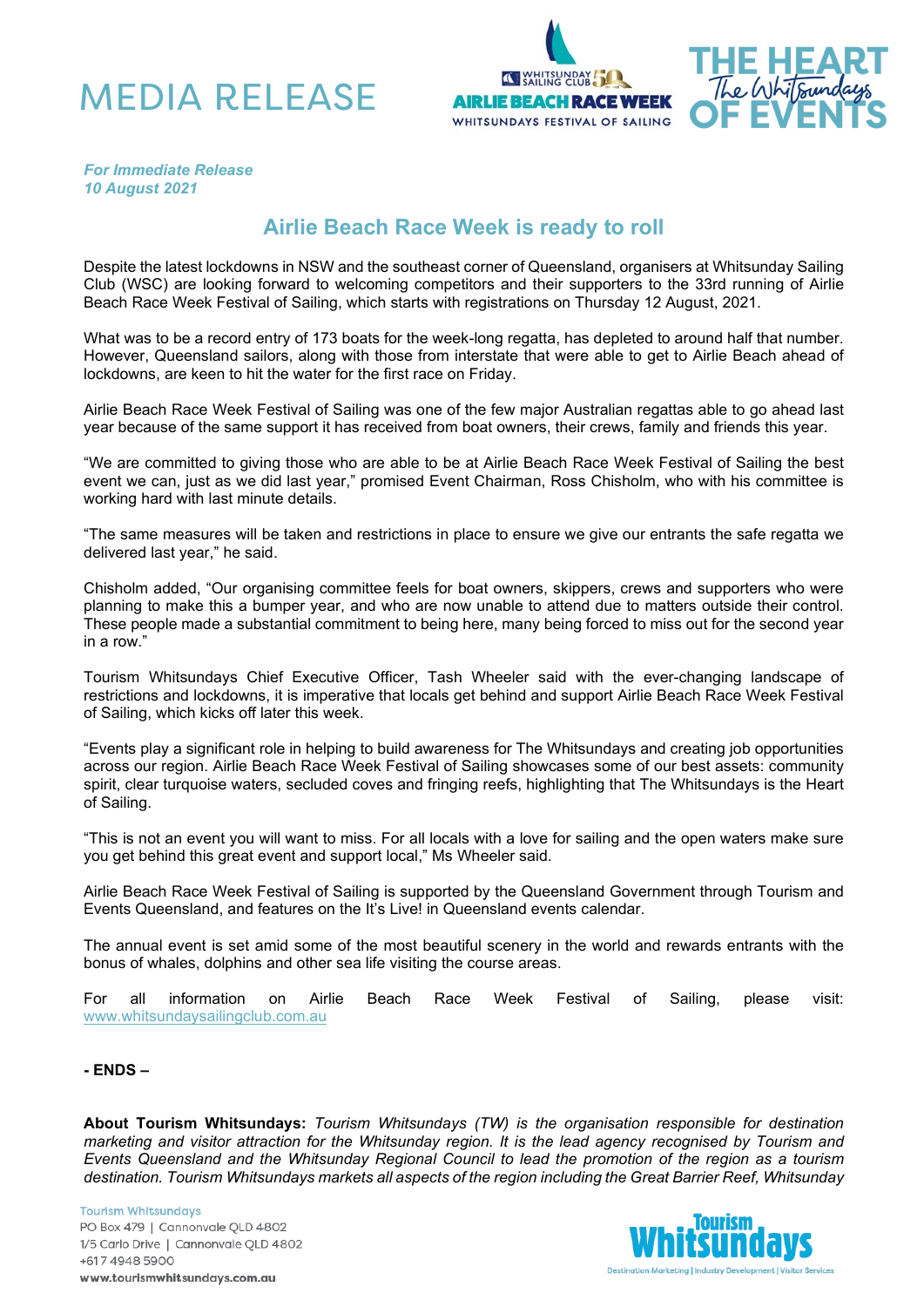# MEDIA RELEASE

*For Immediate Release*
*10 August 2021*

## Airlie Beach Race Week is ready to roll

Despite the latest lockdowns in NSW and the southeast corner of Queensland, organisers at Whitsunday Sailing Club (WSC) are looking forward to welcoming competitors and their supporters to the 33rd running of Airlie Beach Race Week Festival of Sailing, which starts with registrations on Thursday 12 August, 2021.

What was to be a record entry of 173 boats for the week-long regatta, has depleted to around half that number. However, Queensland sailors, along with those from interstate that were able to get to Airlie Beach ahead of lockdowns, are keen to hit the water for the first race on Friday.

Airlie Beach Race Week Festival of Sailing was one of the few major Australian regattas able to go ahead last year because of the same support it has received from boat owners, their crews, family and friends this year.

"We are committed to giving those who are able to be at Airlie Beach Race Week Festival of Sailing the best event we can, just as we did last year," promised Event Chairman, Ross Chisholm, who with his committee is working hard with last minute details.

"The same measures will be taken and restrictions in place to ensure we give our entrants the safe regatta we delivered last year," he said.

Chisholm added, "Our organising committee feels for boat owners, skippers, crews and supporters who were planning to make this a bumper year, and who are now unable to attend due to matters outside their control. These people made a substantial commitment to being here, many being forced to miss out for the second year in a row."

Tourism Whitsundays Chief Executive Officer, Tash Wheeler said with the ever-changing landscape of restrictions and lockdowns, it is imperative that locals get behind and support Airlie Beach Race Week Festival of Sailing, which kicks off later this week.

"Events play a significant role in helping to build awareness for The Whitsundays and creating job opportunities across our region. Airlie Beach Race Week Festival of Sailing showcases some of our best assets: community spirit, clear turquoise waters, secluded coves and fringing reefs, highlighting that The Whitsundays is the Heart of Sailing.

"This is not an event you will want to miss. For all locals with a love for sailing and the open waters make sure you get behind this great event and support local," Ms Wheeler said.

Airlie Beach Race Week Festival of Sailing is supported by the Queensland Government through Tourism and Events Queensland, and features on the It's Live! in Queensland events calendar.

The annual event is set amid some of the most beautiful scenery in the world and rewards entrants with the bonus of whales, dolphins and other sea life visiting the course areas.

For all information on Airlie Beach Race Week Festival of Sailing, please visit: www.whitsundaysailingclub.com.au

**- ENDS –**

**About Tourism Whitsundays:** *Tourism Whitsundays (TW) is the organisation responsible for destination marketing and visitor attraction for the Whitsunday region. It is the lead agency recognised by Tourism and Events Queensland and the Whitsunday Regional Council to lead the promotion of the region as a tourism destination. Tourism Whitsundays markets all aspects of the region including the Great Barrier Reef, Whitsunday*

Tourism Whitsundays
PO Box 479 | Cannonvale QLD 4802
1/5 Carlo Drive | Cannonvale QLD 4802
+617 4948 5900
www.tourismwhitsundays.com.au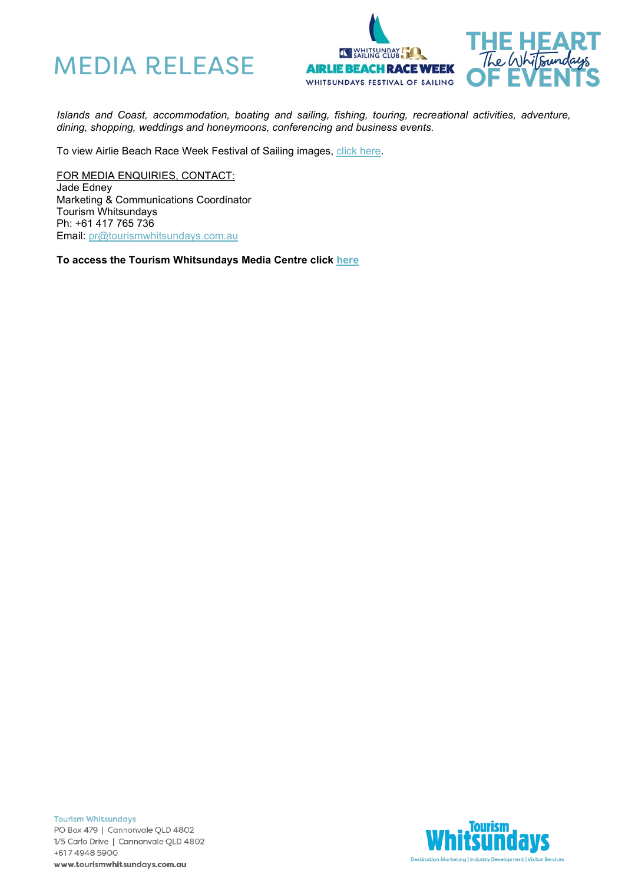*Islands and Coast, accommodation, boating and sailing, fishing, touring, recreational activities, adventure, dining, shopping, weddings and honeymoons, conferencing and business events.*

To view Airlie Beach Race Week Festival of Sailing images, click here.

FOR MEDIA ENQUIRIES, CONTACT:
Jade Edney
Marketing & Communications Coordinator
Tourism Whitsundays
Ph: +61 417 765 736
Email: pr@tourismwhitsundays.com.au

**To access the Tourism Whitsundays Media Centre click here**